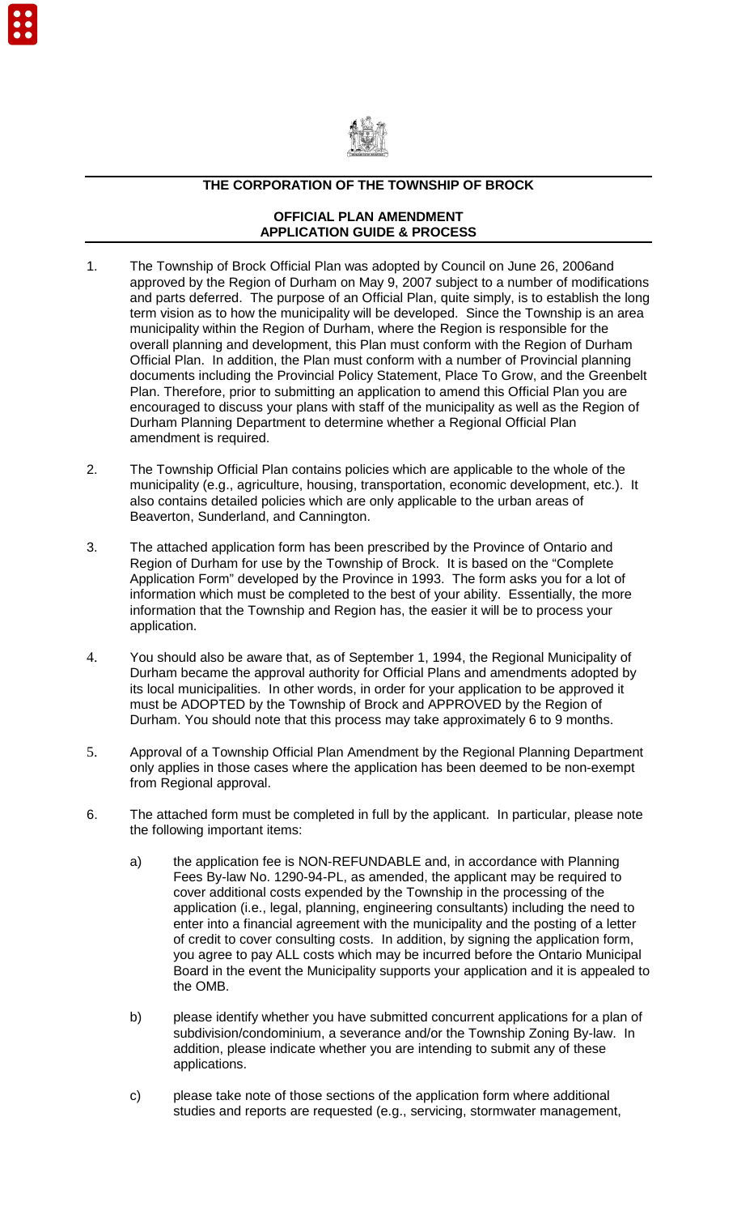**THE CORPORATION OF THE TOWNSHIP OF BROCK**

**OFFICIAL PLAN AMENDMENT**
**APPLICATION GUIDE & PROCESS**

1. The Township of Brock Official Plan was adopted by Council on June 26, 2006and approved by the Region of Durham on May 9, 2007 subject to a number of modifications and parts deferred. The purpose of an Official Plan, quite simply, is to establish the long term vision as to how the municipality will be developed. Since the Township is an area municipality within the Region of Durham, where the Region is responsible for the overall planning and development, this Plan must conform with the Region of Durham Official Plan. In addition, the Plan must conform with a number of Provincial planning documents including the Provincial Policy Statement, Place To Grow, and the Greenbelt Plan. Therefore, prior to submitting an application to amend this Official Plan you are encouraged to discuss your plans with staff of the municipality as well as the Region of Durham Planning Department to determine whether a Regional Official Plan amendment is required.

2. The Township Official Plan contains policies which are applicable to the whole of the municipality (e.g., agriculture, housing, transportation, economic development, etc.). It also contains detailed policies which are only applicable to the urban areas of Beaverton, Sunderland, and Cannington.

3. The attached application form has been prescribed by the Province of Ontario and Region of Durham for use by the Township of Brock. It is based on the "Complete Application Form" developed by the Province in 1993. The form asks you for a lot of information which must be completed to the best of your ability. Essentially, the more information that the Township and Region has, the easier it will be to process your application.

4. You should also be aware that, as of September 1, 1994, the Regional Municipality of Durham became the approval authority for Official Plans and amendments adopted by its local municipalities. In other words, in order for your application to be approved it must be ADOPTED by the Township of Brock and APPROVED by the Region of Durham. You should note that this process may take approximately 6 to 9 months.

5. Approval of a Township Official Plan Amendment by the Regional Planning Department only applies in those cases where the application has been deemed to be non-exempt from Regional approval.

6. The attached form must be completed in full by the applicant. In particular, please note the following important items:

   a) the application fee is NON-REFUNDABLE and, in accordance with Planning Fees By-law No. 1290-94-PL, as amended, the applicant may be required to cover additional costs expended by the Township in the processing of the application (i.e., legal, planning, engineering consultants) including the need to enter into a financial agreement with the municipality and the posting of a letter of credit to cover consulting costs. In addition, by signing the application form, you agree to pay ALL costs which may be incurred before the Ontario Municipal Board in the event the Municipality supports your application and it is appealed to the OMB.

   b) please identify whether you have submitted concurrent applications for a plan of subdivision/condominium, a severance and/or the Township Zoning By-law. In addition, please indicate whether you are intending to submit any of these applications.

   c) please take note of those sections of the application form where additional studies and reports are requested (e.g., servicing, stormwater management,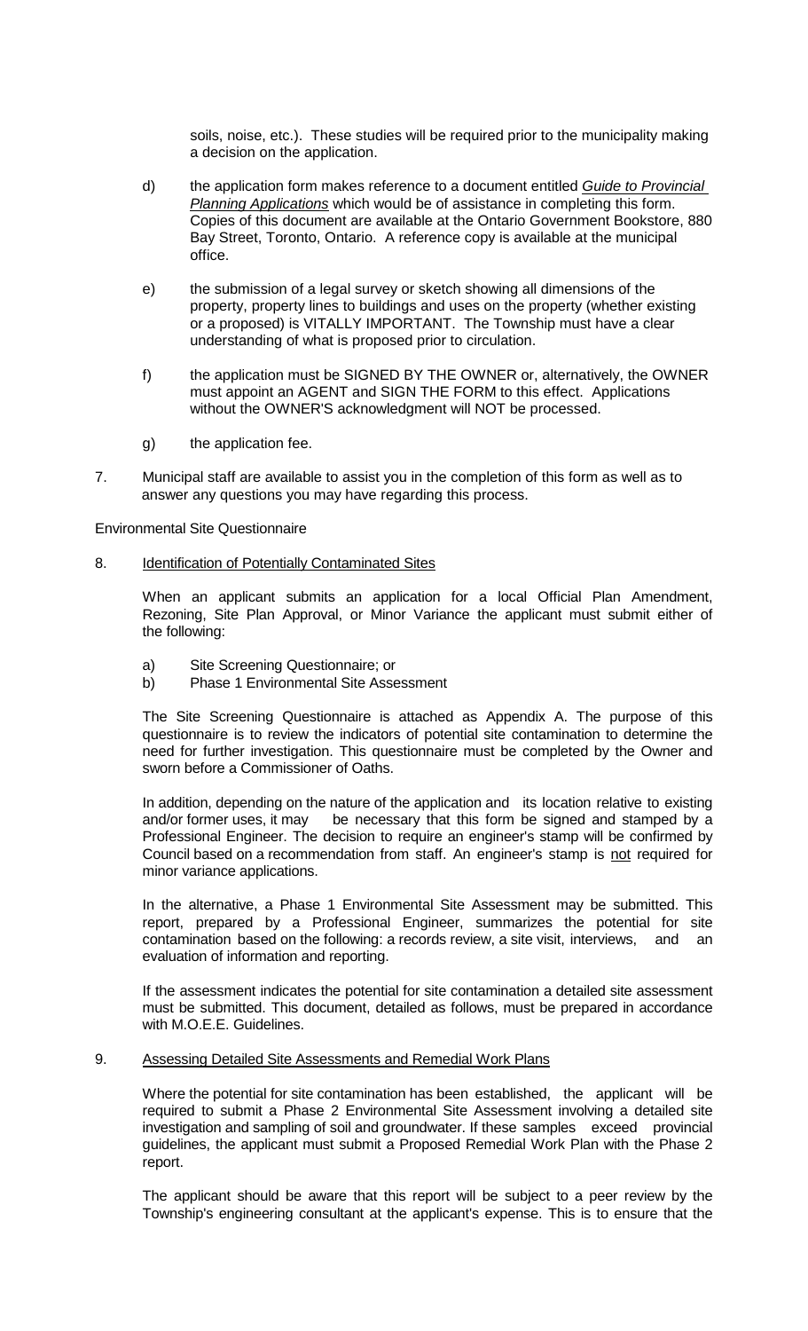soils, noise, etc.). These studies will be required prior to the municipality making a decision on the application.

d) the application form makes reference to a document entitled *Guide to Provincial Planning Applications* which would be of assistance in completing this form. Copies of this document are available at the Ontario Government Bookstore, 880 Bay Street, Toronto, Ontario. A reference copy is available at the municipal office.

e) the submission of a legal survey or sketch showing all dimensions of the property, property lines to buildings and uses on the property (whether existing or a proposed) is VITALLY IMPORTANT. The Township must have a clear understanding of what is proposed prior to circulation.

f) the application must be SIGNED BY THE OWNER or, alternatively, the OWNER must appoint an AGENT and SIGN THE FORM to this effect. Applications without the OWNER'S acknowledgment will NOT be processed.

g) the application fee.

7. Municipal staff are available to assist you in the completion of this form as well as to answer any questions you may have regarding this process.

Environmental Site Questionnaire

8. Identification of Potentially Contaminated Sites

When an applicant submits an application for a local Official Plan Amendment, Rezoning, Site Plan Approval, or Minor Variance the applicant must submit either of the following:

a) Site Screening Questionnaire; or
b) Phase 1 Environmental Site Assessment

The Site Screening Questionnaire is attached as Appendix A. The purpose of this questionnaire is to review the indicators of potential site contamination to determine the need for further investigation. This questionnaire must be completed by the Owner and sworn before a Commissioner of Oaths.

In addition, depending on the nature of the application and its location relative to existing and/or former uses, it may be necessary that this form be signed and stamped by a Professional Engineer. The decision to require an engineer's stamp will be confirmed by Council based on a recommendation from staff. An engineer's stamp is not required for minor variance applications.

In the alternative, a Phase 1 Environmental Site Assessment may be submitted. This report, prepared by a Professional Engineer, summarizes the potential for site contamination based on the following: a records review, a site visit, interviews, and an evaluation of information and reporting.

If the assessment indicates the potential for site contamination a detailed site assessment must be submitted. This document, detailed as follows, must be prepared in accordance with M.O.E.E. Guidelines.

9. Assessing Detailed Site Assessments and Remedial Work Plans

Where the potential for site contamination has been established, the applicant will be required to submit a Phase 2 Environmental Site Assessment involving a detailed site investigation and sampling of soil and groundwater. If these samples exceed provincial guidelines, the applicant must submit a Proposed Remedial Work Plan with the Phase 2 report.

The applicant should be aware that this report will be subject to a peer review by the Township's engineering consultant at the applicant's expense. This is to ensure that the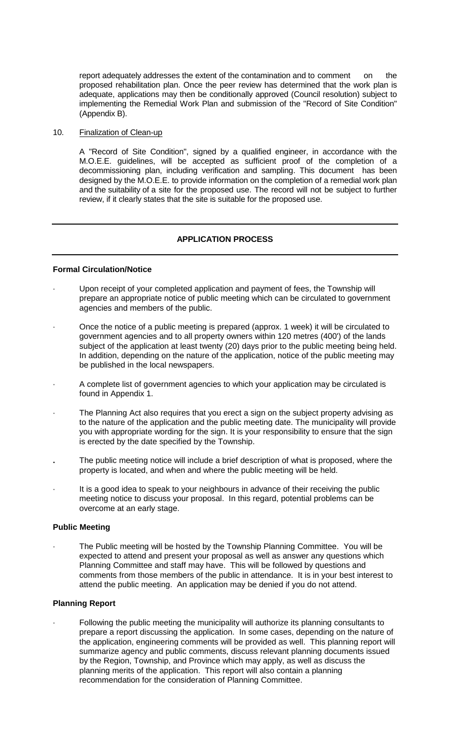report adequately addresses the extent of the contamination and to comment on the proposed rehabilitation plan. Once the peer review has determined that the work plan is adequate, applications may then be conditionally approved (Council resolution) subject to implementing the Remedial Work Plan and submission of the "Record of Site Condition" (Appendix B).

10. <u>Finalization of Clean-up</u>

A "Record of Site Condition", signed by a qualified engineer, in accordance with the M.O.E.E. guidelines, will be accepted as sufficient proof of the completion of a decommissioning plan, including verification and sampling. This document has been designed by the M.O.E.E. to provide information on the completion of a remedial work plan and the suitability of a site for the proposed use. The record will not be subject to further review, if it clearly states that the site is suitable for the proposed use.

---

## APPLICATION PROCESS

---

**Formal Circulation/Notice**

- Upon receipt of your completed application and payment of fees, the Township will prepare an appropriate notice of public meeting which can be circulated to government agencies and members of the public.
- Once the notice of a public meeting is prepared (approx. 1 week) it will be circulated to government agencies and to all property owners within 120 metres (400') of the lands subject of the application at least twenty (20) days prior to the public meeting being held. In addition, depending on the nature of the application, notice of the public meeting may be published in the local newspapers.
- A complete list of government agencies to which your application may be circulated is found in Appendix 1.
- The Planning Act also requires that you erect a sign on the subject property advising as to the nature of the application and the public meeting date. The municipality will provide you with appropriate wording for the sign. It is your responsibility to ensure that the sign is erected by the date specified by the Township.
- The public meeting notice will include a brief description of what is proposed, where the property is located, and when and where the public meeting will be held.
- It is a good idea to speak to your neighbours in advance of their receiving the public meeting notice to discuss your proposal. In this regard, potential problems can be overcome at an early stage.

**Public Meeting**

- The Public meeting will be hosted by the Township Planning Committee. You will be expected to attend and present your proposal as well as answer any questions which Planning Committee and staff may have. This will be followed by questions and comments from those members of the public in attendance. It is in your best interest to attend the public meeting. An application may be denied if you do not attend.

**Planning Report**

- Following the public meeting the municipality will authorize its planning consultants to prepare a report discussing the application. In some cases, depending on the nature of the application, engineering comments will be provided as well. This planning report will summarize agency and public comments, discuss relevant planning documents issued by the Region, Township, and Province which may apply, as well as discuss the planning merits of the application. This report will also contain a planning recommendation for the consideration of Planning Committee.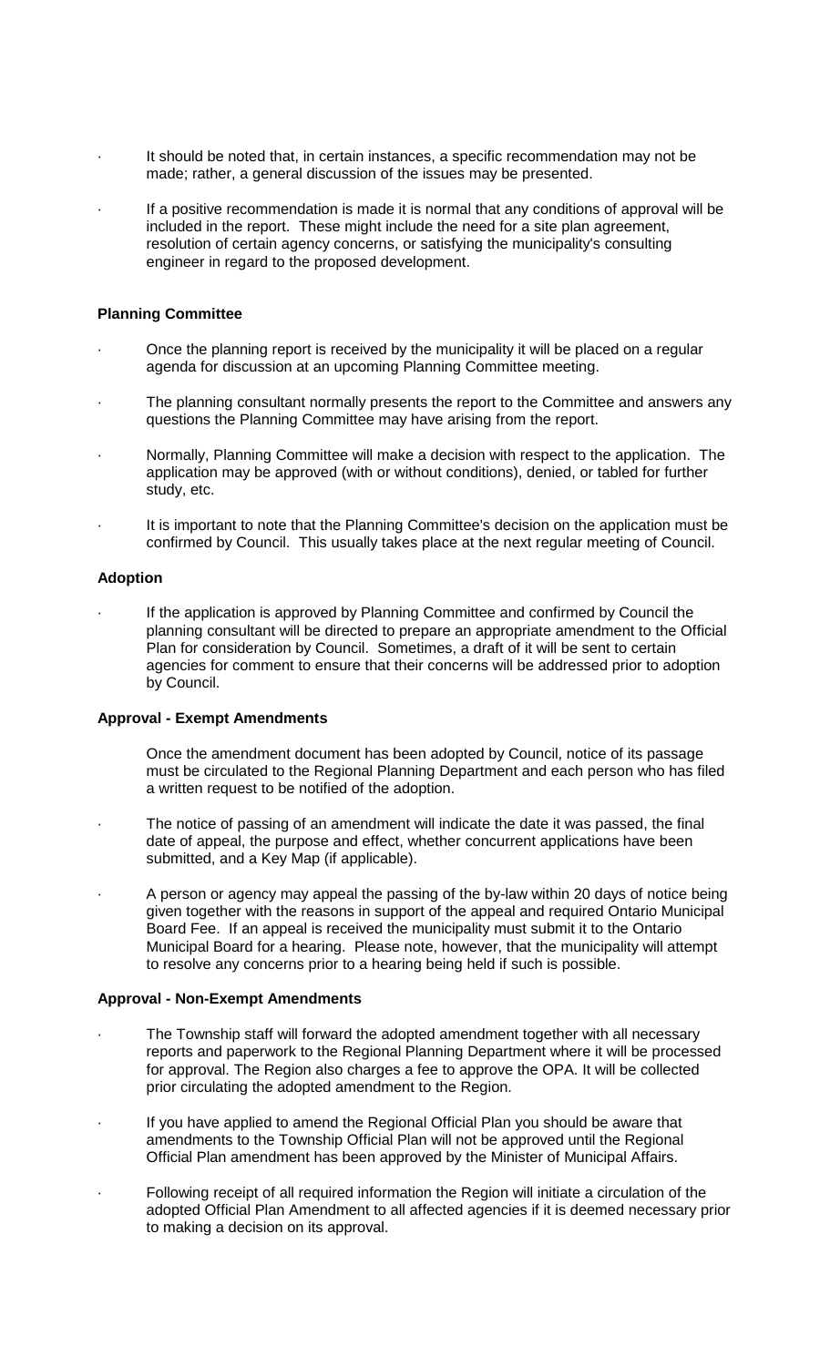- It should be noted that, in certain instances, a specific recommendation may not be made; rather, a general discussion of the issues may be presented.
- If a positive recommendation is made it is normal that any conditions of approval will be included in the report. These might include the need for a site plan agreement, resolution of certain agency concerns, or satisfying the municipality's consulting engineer in regard to the proposed development.

**Planning Committee**

- Once the planning report is received by the municipality it will be placed on a regular agenda for discussion at an upcoming Planning Committee meeting.
- The planning consultant normally presents the report to the Committee and answers any questions the Planning Committee may have arising from the report.
- Normally, Planning Committee will make a decision with respect to the application. The application may be approved (with or without conditions), denied, or tabled for further study, etc.
- It is important to note that the Planning Committee's decision on the application must be confirmed by Council. This usually takes place at the next regular meeting of Council.

**Adoption**

- If the application is approved by Planning Committee and confirmed by Council the planning consultant will be directed to prepare an appropriate amendment to the Official Plan for consideration by Council. Sometimes, a draft of it will be sent to certain agencies for comment to ensure that their concerns will be addressed prior to adoption by Council.

**Approval - Exempt Amendments**

Once the amendment document has been adopted by Council, notice of its passage must be circulated to the Regional Planning Department and each person who has filed a written request to be notified of the adoption.

- The notice of passing of an amendment will indicate the date it was passed, the final date of appeal, the purpose and effect, whether concurrent applications have been submitted, and a Key Map (if applicable).
- A person or agency may appeal the passing of the by-law within 20 days of notice being given together with the reasons in support of the appeal and required Ontario Municipal Board Fee. If an appeal is received the municipality must submit it to the Ontario Municipal Board for a hearing. Please note, however, that the municipality will attempt to resolve any concerns prior to a hearing being held if such is possible.

**Approval - Non-Exempt Amendments**

- The Township staff will forward the adopted amendment together with all necessary reports and paperwork to the Regional Planning Department where it will be processed for approval. The Region also charges a fee to approve the OPA. It will be collected prior circulating the adopted amendment to the Region.
- If you have applied to amend the Regional Official Plan you should be aware that amendments to the Township Official Plan will not be approved until the Regional Official Plan amendment has been approved by the Minister of Municipal Affairs.
- Following receipt of all required information the Region will initiate a circulation of the adopted Official Plan Amendment to all affected agencies if it is deemed necessary prior to making a decision on its approval.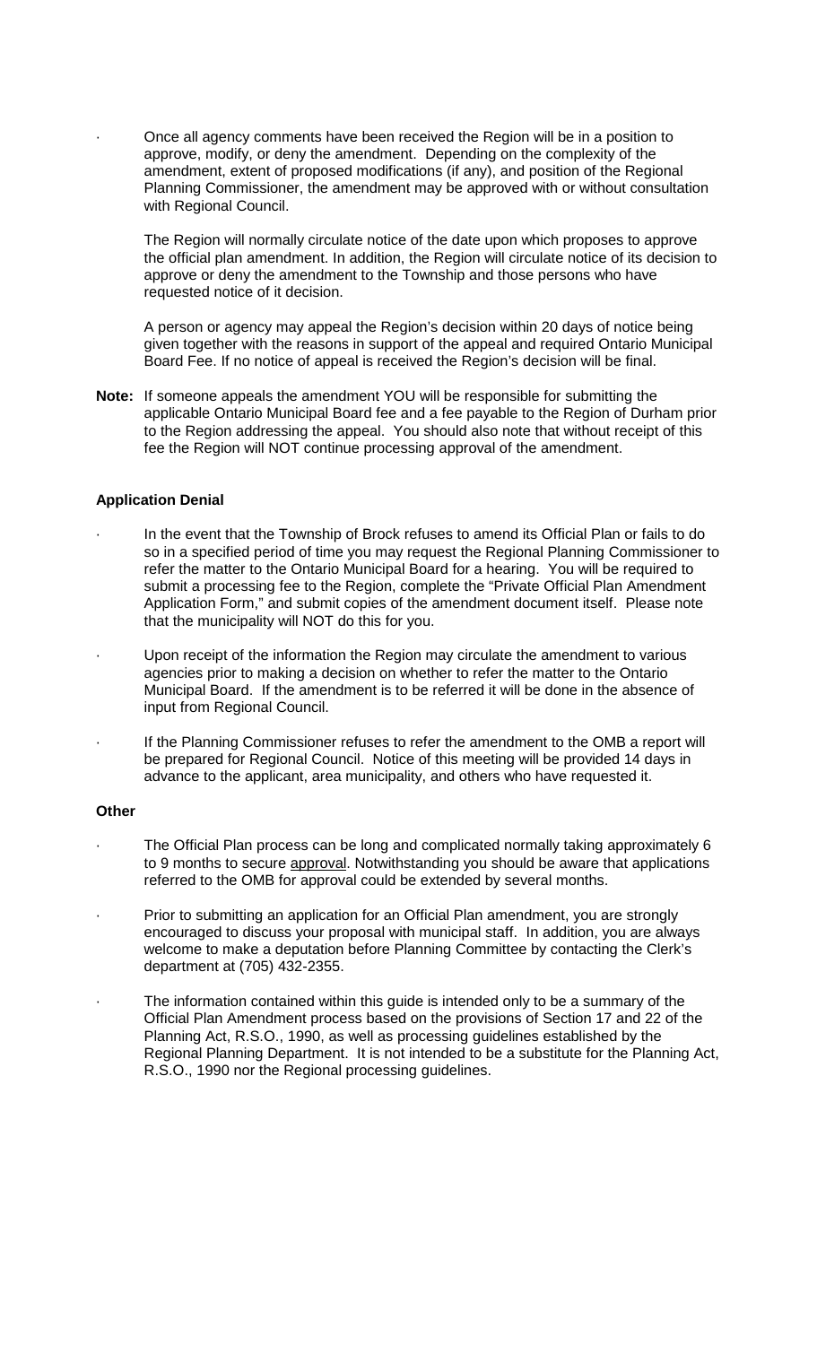- Once all agency comments have been received the Region will be in a position to approve, modify, or deny the amendment. Depending on the complexity of the amendment, extent of proposed modifications (if any), and position of the Regional Planning Commissioner, the amendment may be approved with or without consultation with Regional Council.

  The Region will normally circulate notice of the date upon which proposes to approve the official plan amendment. In addition, the Region will circulate notice of its decision to approve or deny the amendment to the Township and those persons who have requested notice of it decision.

  A person or agency may appeal the Region's decision within 20 days of notice being given together with the reasons in support of the appeal and required Ontario Municipal Board Fee. If no notice of appeal is received the Region's decision will be final.

**Note:** If someone appeals the amendment YOU will be responsible for submitting the applicable Ontario Municipal Board fee and a fee payable to the Region of Durham prior to the Region addressing the appeal. You should also note that without receipt of this fee the Region will NOT continue processing approval of the amendment.

**Application Denial**

- In the event that the Township of Brock refuses to amend its Official Plan or fails to do so in a specified period of time you may request the Regional Planning Commissioner to refer the matter to the Ontario Municipal Board for a hearing. You will be required to submit a processing fee to the Region, complete the "Private Official Plan Amendment Application Form," and submit copies of the amendment document itself. Please note that the municipality will NOT do this for you.

- Upon receipt of the information the Region may circulate the amendment to various agencies prior to making a decision on whether to refer the matter to the Ontario Municipal Board. If the amendment is to be referred it will be done in the absence of input from Regional Council.

- If the Planning Commissioner refuses to refer the amendment to the OMB a report will be prepared for Regional Council. Notice of this meeting will be provided 14 days in advance to the applicant, area municipality, and others who have requested it.

**Other**

- The Official Plan process can be long and complicated normally taking approximately 6 to 9 months to secure approval. Notwithstanding you should be aware that applications referred to the OMB for approval could be extended by several months.

- Prior to submitting an application for an Official Plan amendment, you are strongly encouraged to discuss your proposal with municipal staff. In addition, you are always welcome to make a deputation before Planning Committee by contacting the Clerk's department at (705) 432-2355.

- The information contained within this guide is intended only to be a summary of the Official Plan Amendment process based on the provisions of Section 17 and 22 of the Planning Act, R.S.O., 1990, as well as processing guidelines established by the Regional Planning Department. It is not intended to be a substitute for the Planning Act, R.S.O., 1990 nor the Regional processing guidelines.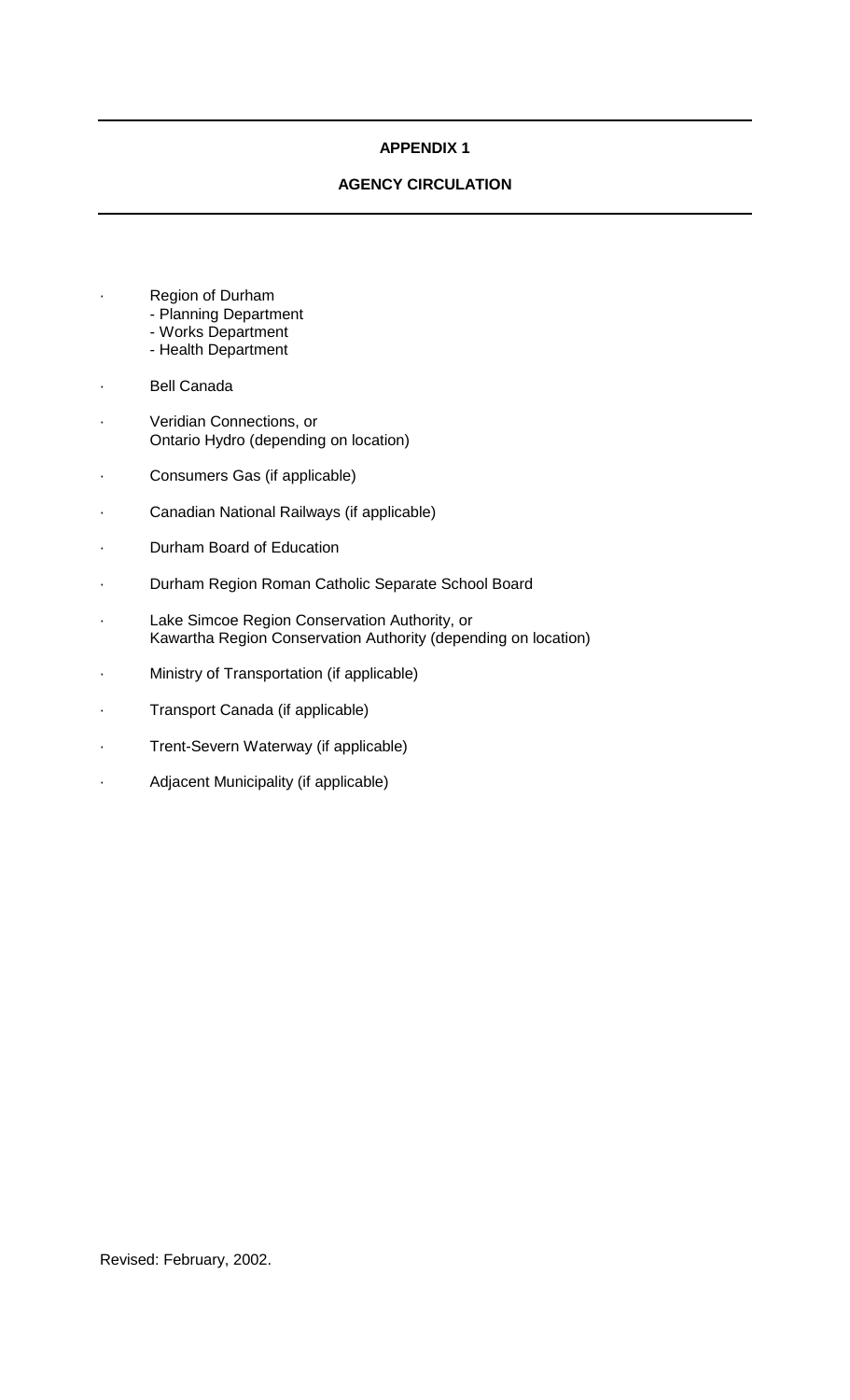# APPENDIX 1

## AGENCY CIRCULATION

- Region of Durham
  - Planning Department
  - Works Department
  - Health Department
- Bell Canada
- Veridian Connections, or
  Ontario Hydro (depending on location)
- Consumers Gas (if applicable)
- Canadian National Railways (if applicable)
- Durham Board of Education
- Durham Region Roman Catholic Separate School Board
- Lake Simcoe Region Conservation Authority, or
  Kawartha Region Conservation Authority (depending on location)
- Ministry of Transportation (if applicable)
- Transport Canada (if applicable)
- Trent-Severn Waterway (if applicable)
- Adjacent Municipality (if applicable)

Revised: February, 2002.